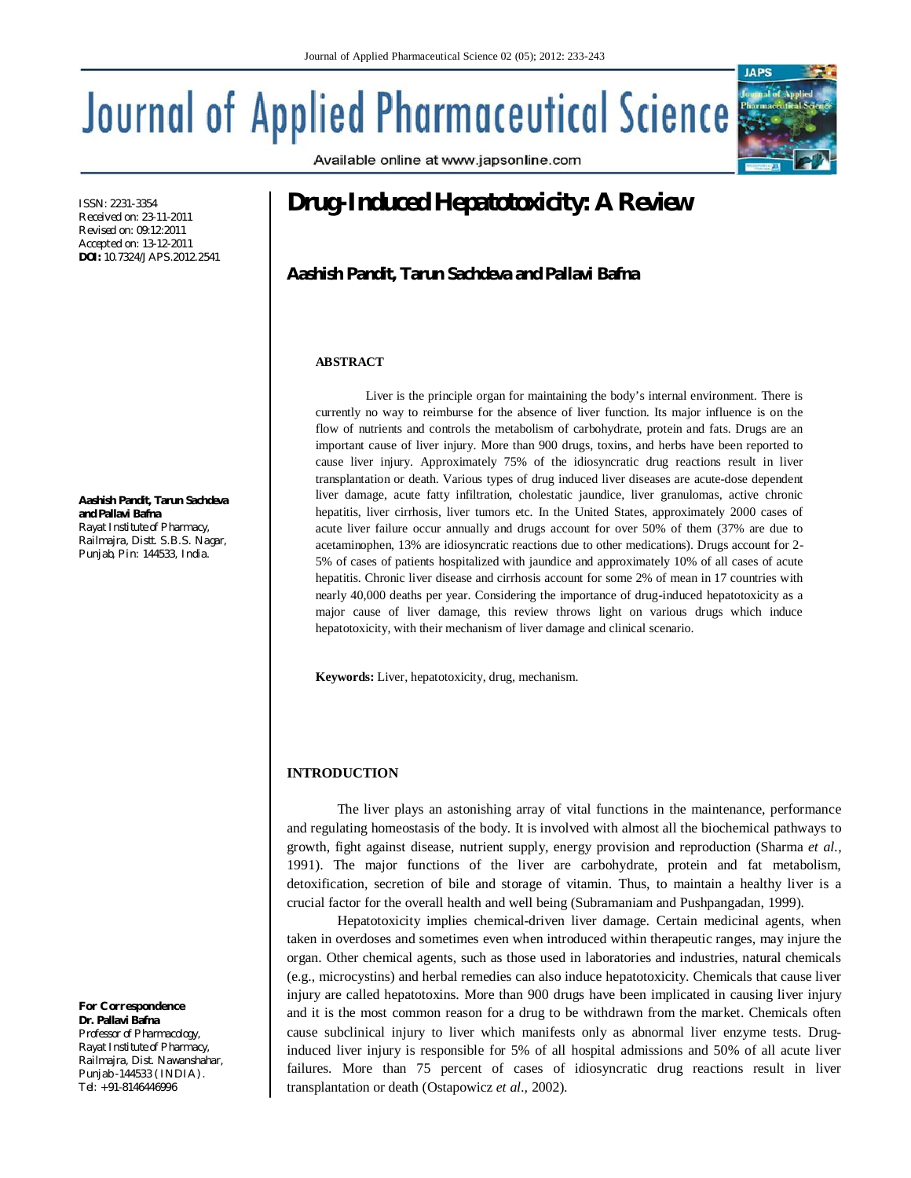# Drug-Induced Hepatotoxicity: A Review

**Aashish Pandit, Tarun Sachdeva and Pallavi Bafna**

ISSN: 2231-3354
Received on: 23-11-2011
Revised on: 09:12:2011
Accepted on: 13-12-2011
**DOI:** 10.7324/JAPS.2012.2541

**Aashish Pandit, Tarun Sachdeva and Pallavi Bafna**
Rayat Institute of Pharmacy,
Railmajra, Distt. S.B.S. Nagar,
Punjab, Pin: 144533, India.

**For Correspondence**
**Dr. Pallavi Bafna**
*Professor of Pharmacology,*
*Rayat Institute of Pharmacy,*
*Railmajra, Dist. Nawanshahar,*
*Punjab-144533 (INDIA).*
*Tel: +91-8146446996*

## ABSTRACT

Liver is the principle organ for maintaining the body's internal environment. There is currently no way to reimburse for the absence of liver function. Its major influence is on the flow of nutrients and controls the metabolism of carbohydrate, protein and fats. Drugs are an important cause of liver injury. More than 900 drugs, toxins, and herbs have been reported to cause liver injury. Approximately 75% of the idiosyncratic drug reactions result in liver transplantation or death. Various types of drug induced liver diseases are acute-dose dependent liver damage, acute fatty infiltration, cholestatic jaundice, liver granulomas, active chronic hepatitis, liver cirrhosis, liver tumors etc. In the United States, approximately 2000 cases of acute liver failure occur annually and drugs account for over 50% of them (37% are due to acetaminophen, 13% are idiosyncratic reactions due to other medications). Drugs account for 2-5% of cases of patients hospitalized with jaundice and approximately 10% of all cases of acute hepatitis. Chronic liver disease and cirrhosis account for some 2% of mean in 17 countries with nearly 40,000 deaths per year. Considering the importance of drug-induced hepatotoxicity as a major cause of liver damage, this review throws light on various drugs which induce hepatotoxicity, with their mechanism of liver damage and clinical scenario.

**Keywords:** Liver, hepatotoxicity, drug, mechanism.

## INTRODUCTION

The liver plays an astonishing array of vital functions in the maintenance, performance and regulating homeostasis of the body. It is involved with almost all the biochemical pathways to growth, fight against disease, nutrient supply, energy provision and reproduction (Sharma *et al.*, 1991). The major functions of the liver are carbohydrate, protein and fat metabolism, detoxification, secretion of bile and storage of vitamin. Thus, to maintain a healthy liver is a crucial factor for the overall health and well being (Subramaniam and Pushpangadan, 1999).

Hepatotoxicity implies chemical-driven liver damage. Certain medicinal agents, when taken in overdoses and sometimes even when introduced within therapeutic ranges, may injure the organ. Other chemical agents, such as those used in laboratories and industries, natural chemicals (e.g., microcystins) and herbal remedies can also induce hepatotoxicity. Chemicals that cause liver injury are called hepatotoxins. More than 900 drugs have been implicated in causing liver injury and it is the most common reason for a drug to be withdrawn from the market. Chemicals often cause subclinical injury to liver which manifests only as abnormal liver enzyme tests. Drug-induced liver injury is responsible for 5% of all hospital admissions and 50% of all acute liver failures. More than 75 percent of cases of idiosyncratic drug reactions result in liver transplantation or death (Ostapowicz *et al.*, 2002).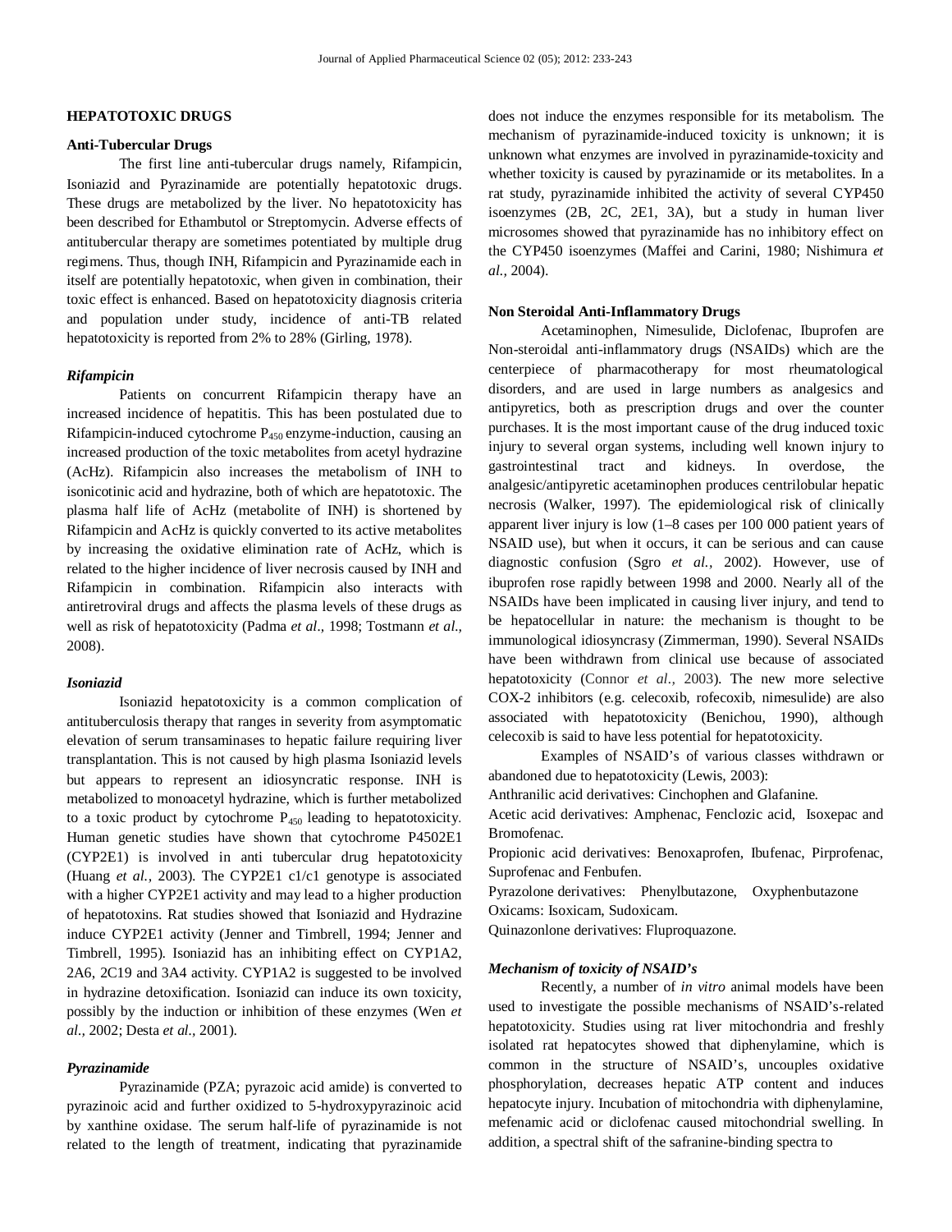## HEPATOTOXIC DRUGS

### Anti-Tubercular Drugs

The first line anti-tubercular drugs namely, Rifampicin, Isoniazid and Pyrazinamide are potentially hepatotoxic drugs. These drugs are metabolized by the liver. No hepatotoxicity has been described for Ethambutol or Streptomycin. Adverse effects of antitubercular therapy are sometimes potentiated by multiple drug regimens. Thus, though INH, Rifampicin and Pyrazinamide each in itself are potentially hepatotoxic, when given in combination, their toxic effect is enhanced. Based on hepatotoxicity diagnosis criteria and population under study, incidence of anti-TB related hepatotoxicity is reported from 2% to 28% (Girling, 1978).

#### *Rifampicin*

Patients on concurrent Rifampicin therapy have an increased incidence of hepatitis. This has been postulated due to Rifampicin-induced cytochrome $P_{450}$ enzyme-induction, causing an increased production of the toxic metabolites from acetyl hydrazine (AcHz). Rifampicin also increases the metabolism of INH to isonicotinic acid and hydrazine, both of which are hepatotoxic. The plasma half life of AcHz (metabolite of INH) is shortened by Rifampicin and AcHz is quickly converted to its active metabolites by increasing the oxidative elimination rate of AcHz, which is related to the higher incidence of liver necrosis caused by INH and Rifampicin in combination. Rifampicin also interacts with antiretroviral drugs and affects the plasma levels of these drugs as well as risk of hepatotoxicity (Padma *et al*., 1998; Tostmann *et al*., 2008).

#### *Isoniazid*

Isoniazid hepatotoxicity is a common complication of antituberculosis therapy that ranges in severity from asymptomatic elevation of serum transaminases to hepatic failure requiring liver transplantation. This is not caused by high plasma Isoniazid levels but appears to represent an idiosyncratic response. INH is metabolized to monoacetyl hydrazine, which is further metabolized to a toxic product by cytochrome $P_{450}$ leading to hepatotoxicity. Human genetic studies have shown that cytochrome P4502E1 (CYP2E1) is involved in anti tubercular drug hepatotoxicity (Huang *et al.*, 2003). The CYP2E1 c1/c1 genotype is associated with a higher CYP2E1 activity and may lead to a higher production of hepatotoxins. Rat studies showed that Isoniazid and Hydrazine induce CYP2E1 activity (Jenner and Timbrell, 1994; Jenner and Timbrell, 1995). Isoniazid has an inhibiting effect on CYP1A2, 2A6, 2C19 and 3A4 activity. CYP1A2 is suggested to be involved in hydrazine detoxification. Isoniazid can induce its own toxicity, possibly by the induction or inhibition of these enzymes (Wen *et al*., 2002; Desta *et al*., 2001).

#### *Pyrazinamide*

Pyrazinamide (PZA; pyrazoic acid amide) is converted to pyrazinoic acid and further oxidized to 5-hydroxypyrazinoic acid by xanthine oxidase. The serum half-life of pyrazinamide is not related to the length of treatment, indicating that pyrazinamide does not induce the enzymes responsible for its metabolism. The mechanism of pyrazinamide-induced toxicity is unknown; it is unknown what enzymes are involved in pyrazinamide-toxicity and whether toxicity is caused by pyrazinamide or its metabolites. In a rat study, pyrazinamide inhibited the activity of several CYP450 isoenzymes (2B, 2C, 2E1, 3A), but a study in human liver microsomes showed that pyrazinamide has no inhibitory effect on the CYP450 isoenzymes (Maffei and Carini, 1980; Nishimura *et al.*, 2004).

### Non Steroidal Anti-Inflammatory Drugs

Acetaminophen, Nimesulide, Diclofenac, Ibuprofen are Non-steroidal anti-inflammatory drugs (NSAIDs) which are the centerpiece of pharmacotherapy for most rheumatological disorders, and are used in large numbers as analgesics and antipyretics, both as prescription drugs and over the counter purchases. It is the most important cause of the drug induced toxic injury to several organ systems, including well known injury to gastrointestinal tract and kidneys. In overdose, the analgesic/antipyretic acetaminophen produces centrilobular hepatic necrosis (Walker, 1997). The epidemiological risk of clinically apparent liver injury is low (1–8 cases per 100 000 patient years of NSAID use), but when it occurs, it can be serious and can cause diagnostic confusion (Sgro *et al.*, 2002). However, use of ibuprofen rose rapidly between 1998 and 2000. Nearly all of the NSAIDs have been implicated in causing liver injury, and tend to be hepatocellular in nature: the mechanism is thought to be immunological idiosyncrasy (Zimmerman, 1990). Several NSAIDs have been withdrawn from clinical use because of associated hepatotoxicity (Connor *et al.,* 2003). The new more selective COX-2 inhibitors (e.g. celecoxib, rofecoxib, nimesulide) are also associated with hepatotoxicity (Benichou, 1990), although celecoxib is said to have less potential for hepatotoxicity.

Examples of NSAID's of various classes withdrawn or abandoned due to hepatotoxicity (Lewis, 2003):

Anthranilic acid derivatives: Cinchophen and Glafanine.

Acetic acid derivatives: Amphenac, Fenclozic acid, Isoxepac and Bromofenac.

Propionic acid derivatives: Benoxaprofen, Ibufenac, Pirprofenac, Suprofenac and Fenbufen.

Pyrazolone derivatives: Phenylbutazone, Oxyphenbutazone

Oxicams: Isoxicam, Sudoxicam.

Quinazonlone derivatives: Fluproquazone.

#### *Mechanism of toxicity of NSAID's*

Recently, a number of *in vitro* animal models have been used to investigate the possible mechanisms of NSAID's-related hepatotoxicity. Studies using rat liver mitochondria and freshly isolated rat hepatocytes showed that diphenylamine, which is common in the structure of NSAID's, uncouples oxidative phosphorylation, decreases hepatic ATP content and induces hepatocyte injury. Incubation of mitochondria with diphenylamine, mefenamic acid or diclofenac caused mitochondrial swelling. In addition, a spectral shift of the safranine-binding spectra to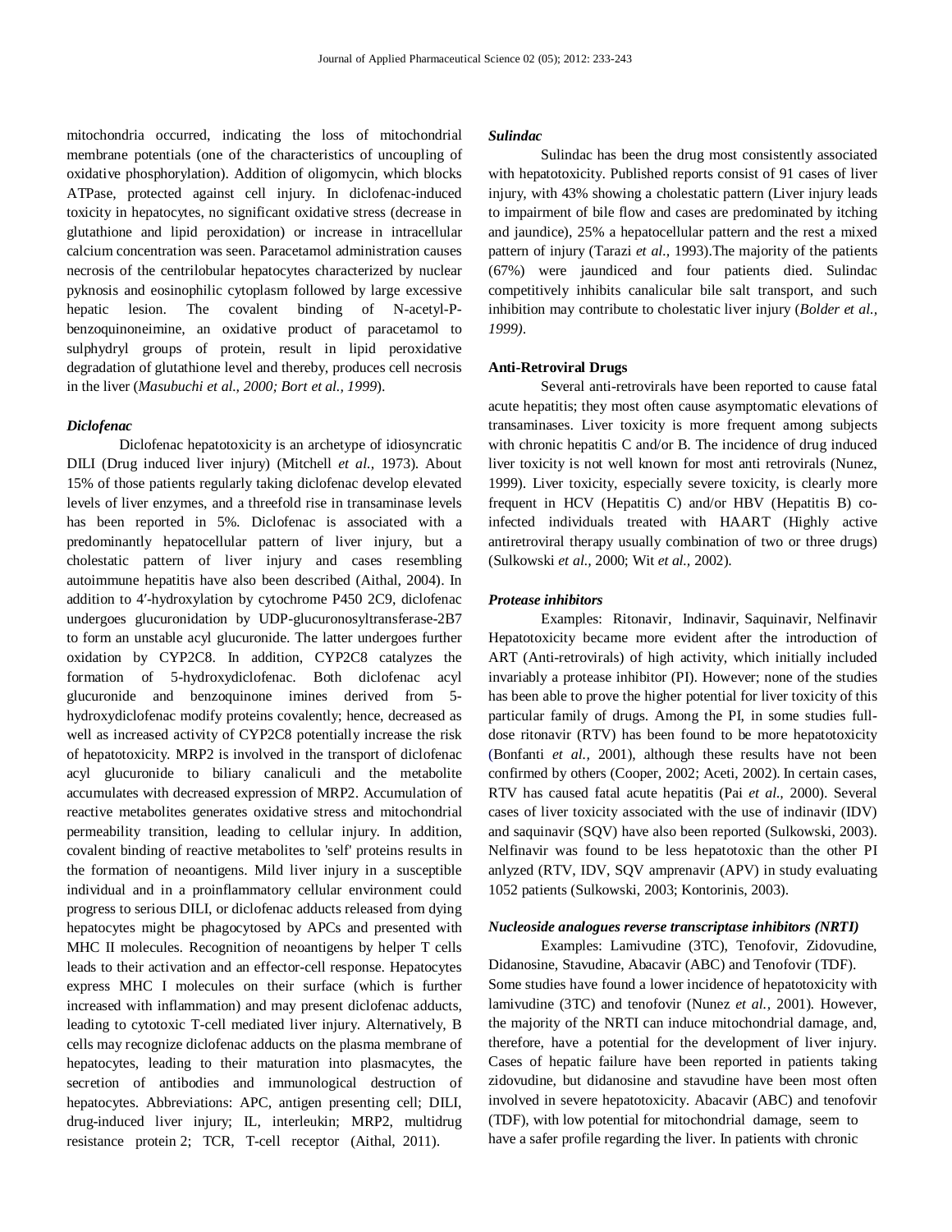mitochondria occurred, indicating the loss of mitochondrial membrane potentials (one of the characteristics of uncoupling of oxidative phosphorylation). Addition of oligomycin, which blocks ATPase, protected against cell injury. In diclofenac-induced toxicity in hepatocytes, no significant oxidative stress (decrease in glutathione and lipid peroxidation) or increase in intracellular calcium concentration was seen. Paracetamol administration causes necrosis of the centrilobular hepatocytes characterized by nuclear pyknosis and eosinophilic cytoplasm followed by large excessive hepatic lesion. The covalent binding of N-acetyl-P-benzoquinoneimine, an oxidative product of paracetamol to sulphydryl groups of protein, result in lipid peroxidative degradation of glutathione level and thereby, produces cell necrosis in the liver (*Masubuchi et al., 2000; Bort et al., 1999*).

### *Diclofenac*

Diclofenac hepatotoxicity is an archetype of idiosyncratic DILI (Drug induced liver injury) (Mitchell *et al.,* 1973). About 15% of those patients regularly taking diclofenac develop elevated levels of liver enzymes, and a threefold rise in transaminase levels has been reported in 5%. Diclofenac is associated with a predominantly hepatocellular pattern of liver injury, but a cholestatic pattern of liver injury and cases resembling autoimmune hepatitis have also been described (Aithal, 2004). In addition to 4′-hydroxylation by cytochrome P450 2C9, diclofenac undergoes glucuronidation by UDP-glucuronosyltransferase-2B7 to form an unstable acyl glucuronide. The latter undergoes further oxidation by CYP2C8. In addition, CYP2C8 catalyzes the formation of 5-hydroxydiclofenac. Both diclofenac acyl glucuronide and benzoquinone imines derived from 5-hydroxydiclofenac modify proteins covalently; hence, decreased as well as increased activity of CYP2C8 potentially increase the risk of hepatotoxicity. MRP2 is involved in the transport of diclofenac acyl glucuronide to biliary canaliculi and the metabolite accumulates with decreased expression of MRP2. Accumulation of reactive metabolites generates oxidative stress and mitochondrial permeability transition, leading to cellular injury. In addition, covalent binding of reactive metabolites to 'self' proteins results in the formation of neoantigens. Mild liver injury in a susceptible individual and in a proinflammatory cellular environment could progress to serious DILI, or diclofenac adducts released from dying hepatocytes might be phagocytosed by APCs and presented with MHC II molecules. Recognition of neoantigens by helper T cells leads to their activation and an effector-cell response. Hepatocytes express MHC I molecules on their surface (which is further increased with inflammation) and may present diclofenac adducts, leading to cytotoxic T-cell mediated liver injury. Alternatively, B cells may recognize diclofenac adducts on the plasma membrane of hepatocytes, leading to their maturation into plasmacytes, the secretion of antibodies and immunological destruction of hepatocytes. Abbreviations: APC, antigen presenting cell; DILI, drug-induced liver injury; IL, interleukin; MRP2, multidrug resistance protein 2; TCR, T-cell receptor (Aithal, 2011).

### *Sulindac*

Sulindac has been the drug most consistently associated with hepatotoxicity. Published reports consist of 91 cases of liver injury, with 43% showing a cholestatic pattern (Liver injury leads to impairment of bile flow and cases are predominated by itching and jaundice), 25% a hepatocellular pattern and the rest a mixed pattern of injury (Tarazi *et al.,* 1993).The majority of the patients (67%) were jaundiced and four patients died. Sulindac competitively inhibits canalicular bile salt transport, and such inhibition may contribute to cholestatic liver injury (*Bolder et al., 1999)*.

### Anti-Retroviral Drugs

Several anti-retrovirals have been reported to cause fatal acute hepatitis; they most often cause asymptomatic elevations of transaminases. Liver toxicity is more frequent among subjects with chronic hepatitis C and/or B. The incidence of drug induced liver toxicity is not well known for most anti retrovirals (Nunez, 1999). Liver toxicity, especially severe toxicity, is clearly more frequent in HCV (Hepatitis C) and/or HBV (Hepatitis B) co-infected individuals treated with HAART (Highly active antiretroviral therapy usually combination of two or three drugs) (Sulkowski *et al.,* 2000; Wit *et al.,* 2002).

### *Protease inhibitors*

Examples: Ritonavir, Indinavir, Saquinavir, Nelfinavir Hepatotoxicity became more evident after the introduction of ART (Anti-retrovirals) of high activity, which initially included invariably a protease inhibitor (PI). However; none of the studies has been able to prove the higher potential for liver toxicity of this particular family of drugs. Among the PI, in some studies full-dose ritonavir (RTV) has been found to be more hepatotoxicity (Bonfanti *et al.,* 2001), although these results have not been confirmed by others (Cooper, 2002; Aceti, 2002). In certain cases, RTV has caused fatal acute hepatitis (Pai *et al.,* 2000). Several cases of liver toxicity associated with the use of indinavir (IDV) and saquinavir (SQV) have also been reported (Sulkowski, 2003). Nelfinavir was found to be less hepatotoxic than the other PI anlyzed (RTV, IDV, SQV amprenavir (APV) in study evaluating 1052 patients (Sulkowski, 2003; Kontorinis, 2003).

### *Nucleoside analogues reverse transcriptase inhibitors (NRTI)*

Examples: Lamivudine (3TC), Tenofovir, Zidovudine, Didanosine, Stavudine, Abacavir (ABC) and Tenofovir (TDF). Some studies have found a lower incidence of hepatotoxicity with lamivudine (3TC) and tenofovir (Nunez *et al.,* 2001). However, the majority of the NRTI can induce mitochondrial damage, and, therefore, have a potential for the development of liver injury. Cases of hepatic failure have been reported in patients taking zidovudine, but didanosine and stavudine have been most often involved in severe hepatotoxicity. Abacavir (ABC) and tenofovir (TDF), with low potential for mitochondrial damage, seem to have a safer profile regarding the liver. In patients with chronic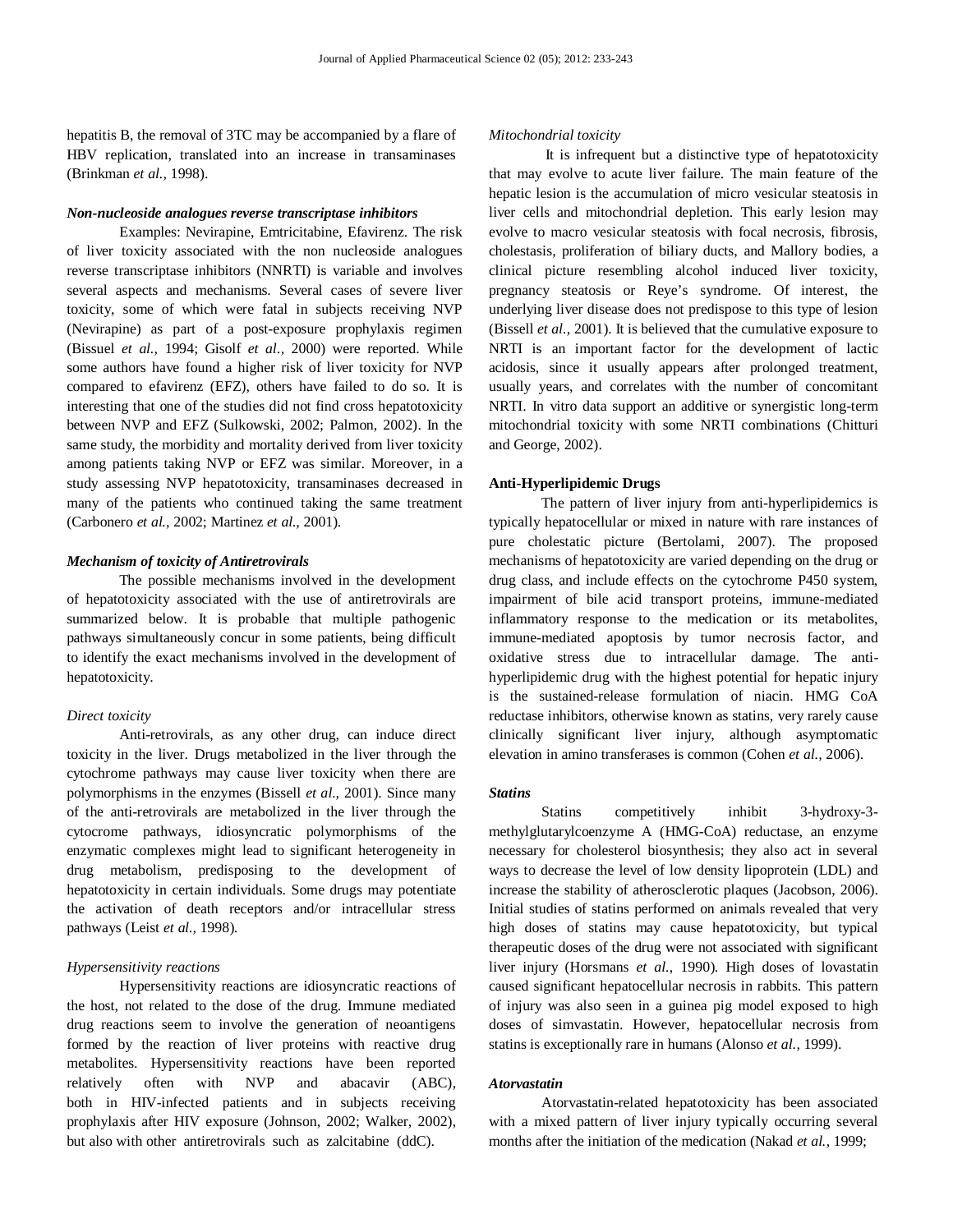hepatitis B, the removal of 3TC may be accompanied by a flare of HBV replication, translated into an increase in transaminases (Brinkman *et al.,* 1998).

***Non-nucleoside analogues reverse transcriptase inhibitors***

Examples: Nevirapine, Emtricitabine, Efavirenz. The risk of liver toxicity associated with the non nucleoside analogues reverse transcriptase inhibitors (NNRTI) is variable and involves several aspects and mechanisms. Several cases of severe liver toxicity, some of which were fatal in subjects receiving NVP (Nevirapine) as part of a post-exposure prophylaxis regimen (Bissuel *et al.,* 1994; Gisolf *et al.,* 2000) were reported. While some authors have found a higher risk of liver toxicity for NVP compared to efavirenz (EFZ), others have failed to do so. It is interesting that one of the studies did not find cross hepatotoxicity between NVP and EFZ (Sulkowski, 2002; Palmon, 2002). In the same study, the morbidity and mortality derived from liver toxicity among patients taking NVP or EFZ was similar. Moreover, in a study assessing NVP hepatotoxicity, transaminases decreased in many of the patients who continued taking the same treatment (Carbonero *et al.,* 2002; Martinez *et al.,* 2001).

***Mechanism of toxicity of Antiretrovirals***

The possible mechanisms involved in the development of hepatotoxicity associated with the use of antiretrovirals are summarized below. It is probable that multiple pathogenic pathways simultaneously concur in some patients, being difficult to identify the exact mechanisms involved in the development of hepatotoxicity.

*Direct toxicity*

Anti-retrovirals, as any other drug, can induce direct toxicity in the liver. Drugs metabolized in the liver through the cytochrome pathways may cause liver toxicity when there are polymorphisms in the enzymes (Bissell *et al.,* 2001). Since many of the anti-retrovirals are metabolized in the liver through the cytocrome pathways, idiosyncratic polymorphisms of the enzymatic complexes might lead to significant heterogeneity in drug metabolism, predisposing to the development of hepatotoxicity in certain individuals. Some drugs may potentiate the activation of death receptors and/or intracellular stress pathways (Leist *et al.,* 1998).

*Hypersensitivity reactions*

Hypersensitivity reactions are idiosyncratic reactions of the host, not related to the dose of the drug. Immune mediated drug reactions seem to involve the generation of neoantigens formed by the reaction of liver proteins with reactive drug metabolites. Hypersensitivity reactions have been reported relatively often with NVP and abacavir (ABC), both in HIV-infected patients and in subjects receiving prophylaxis after HIV exposure (Johnson, 2002; Walker, 2002), but also with other antiretrovirals such as zalcitabine (ddC).

*Mitochondrial toxicity*

It is infrequent but a distinctive type of hepatotoxicity that may evolve to acute liver failure. The main feature of the hepatic lesion is the accumulation of micro vesicular steatosis in liver cells and mitochondrial depletion. This early lesion may evolve to macro vesicular steatosis with focal necrosis, fibrosis, cholestasis, proliferation of biliary ducts, and Mallory bodies, a clinical picture resembling alcohol induced liver toxicity, pregnancy steatosis or Reye's syndrome. Of interest, the underlying liver disease does not predispose to this type of lesion (Bissell *et al.,* 2001). It is believed that the cumulative exposure to NRTI is an important factor for the development of lactic acidosis, since it usually appears after prolonged treatment, usually years, and correlates with the number of concomitant NRTI. In vitro data support an additive or synergistic long-term mitochondrial toxicity with some NRTI combinations (Chitturi and George, 2002).

**Anti-Hyperlipidemic Drugs**

The pattern of liver injury from anti-hyperlipidemics is typically hepatocellular or mixed in nature with rare instances of pure cholestatic picture (Bertolami, 2007). The proposed mechanisms of hepatotoxicity are varied depending on the drug or drug class, and include effects on the cytochrome P450 system, impairment of bile acid transport proteins, immune-mediated inflammatory response to the medication or its metabolites, immune-mediated apoptosis by tumor necrosis factor, and oxidative stress due to intracellular damage. The anti-hyperlipidemic drug with the highest potential for hepatic injury is the sustained-release formulation of niacin. HMG CoA reductase inhibitors, otherwise known as statins, very rarely cause clinically significant liver injury, although asymptomatic elevation in amino transferases is common (Cohen *et al.,* 2006).

***Statins***

Statins competitively inhibit 3-hydroxy-3-methylglutarylcoenzyme A (HMG-CoA) reductase, an enzyme necessary for cholesterol biosynthesis; they also act in several ways to decrease the level of low density lipoprotein (LDL) and increase the stability of atherosclerotic plaques (Jacobson, 2006). Initial studies of statins performed on animals revealed that very high doses of statins may cause hepatotoxicity, but typical therapeutic doses of the drug were not associated with significant liver injury (Horsmans *et al.,* 1990). High doses of lovastatin caused significant hepatocellular necrosis in rabbits. This pattern of injury was also seen in a guinea pig model exposed to high doses of simvastatin. However, hepatocellular necrosis from statins is exceptionally rare in humans (Alonso *et al.,* 1999).

***Atorvastatin***

Atorvastatin-related hepatotoxicity has been associated with a mixed pattern of liver injury typically occurring several months after the initiation of the medication (Nakad *et al.,* 1999;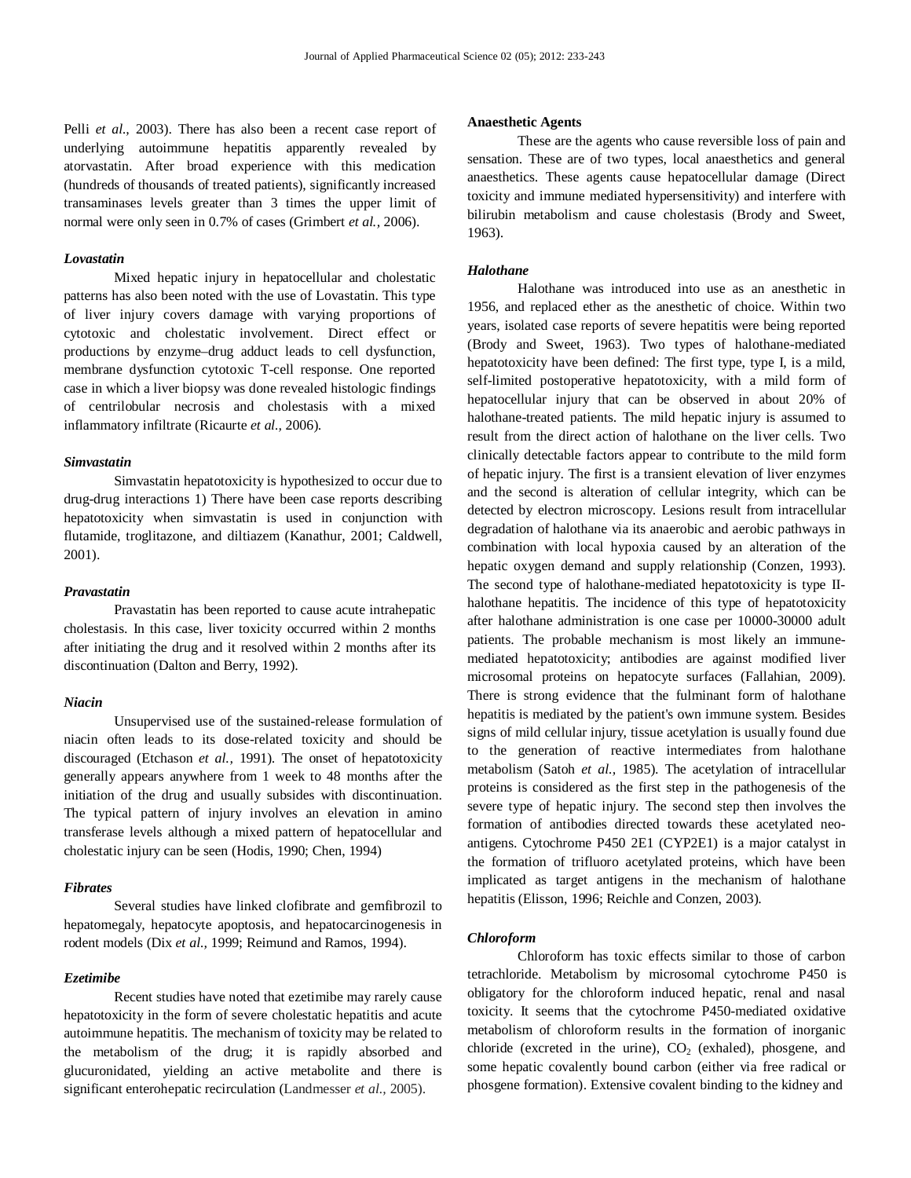Pelli *et al.,* 2003). There has also been a recent case report of underlying autoimmune hepatitis apparently revealed by atorvastatin. After broad experience with this medication (hundreds of thousands of treated patients), significantly increased transaminases levels greater than 3 times the upper limit of normal were only seen in 0.7% of cases (Grimbert *et al.,* 2006).

### *Lovastatin*

Mixed hepatic injury in hepatocellular and cholestatic patterns has also been noted with the use of Lovastatin. This type of liver injury covers damage with varying proportions of cytotoxic and cholestatic involvement. Direct effect or productions by enzyme–drug adduct leads to cell dysfunction, membrane dysfunction cytotoxic T-cell response. One reported case in which a liver biopsy was done revealed histologic findings of centrilobular necrosis and cholestasis with a mixed inflammatory infiltrate (Ricaurte *et al.,* 2006).

### *Simvastatin*

Simvastatin hepatotoxicity is hypothesized to occur due to drug-drug interactions 1) There have been case reports describing hepatotoxicity when simvastatin is used in conjunction with flutamide, troglitazone, and diltiazem (Kanathur, 2001; Caldwell, 2001).

### *Pravastatin*

Pravastatin has been reported to cause acute intrahepatic cholestasis. In this case, liver toxicity occurred within 2 months after initiating the drug and it resolved within 2 months after its discontinuation (Dalton and Berry, 1992).

### *Niacin*

Unsupervised use of the sustained-release formulation of niacin often leads to its dose-related toxicity and should be discouraged (Etchason *et al.,* 1991). The onset of hepatotoxicity generally appears anywhere from 1 week to 48 months after the initiation of the drug and usually subsides with discontinuation. The typical pattern of injury involves an elevation in amino transferase levels although a mixed pattern of hepatocellular and cholestatic injury can be seen (Hodis, 1990; Chen, 1994)

### *Fibrates*

Several studies have linked clofibrate and gemfibrozil to hepatomegaly, hepatocyte apoptosis, and hepatocarcinogenesis in rodent models (Dix *et al.,* 1999; Reimund and Ramos, 1994).

### *Ezetimibe*

Recent studies have noted that ezetimibe may rarely cause hepatotoxicity in the form of severe cholestatic hepatitis and acute autoimmune hepatitis. The mechanism of toxicity may be related to the metabolism of the drug; it is rapidly absorbed and glucuronidated, yielding an active metabolite and there is significant enterohepatic recirculation (Landmesser *et al.,* 2005).

## Anaesthetic Agents

These are the agents who cause reversible loss of pain and sensation. These are of two types, local anaesthetics and general anaesthetics. These agents cause hepatocellular damage (Direct toxicity and immune mediated hypersensitivity) and interfere with bilirubin metabolism and cause cholestasis (Brody and Sweet, 1963).

### *Halothane*

Halothane was introduced into use as an anesthetic in 1956, and replaced ether as the anesthetic of choice. Within two years, isolated case reports of severe hepatitis were being reported (Brody and Sweet, 1963). Two types of halothane-mediated hepatotoxicity have been defined: The first type, type I, is a mild, self-limited postoperative hepatotoxicity, with a mild form of hepatocellular injury that can be observed in about 20% of halothane-treated patients. The mild hepatic injury is assumed to result from the direct action of halothane on the liver cells. Two clinically detectable factors appear to contribute to the mild form of hepatic injury. The first is a transient elevation of liver enzymes and the second is alteration of cellular integrity, which can be detected by electron microscopy. Lesions result from intracellular degradation of halothane via its anaerobic and aerobic pathways in combination with local hypoxia caused by an alteration of the hepatic oxygen demand and supply relationship (Conzen, 1993). The second type of halothane-mediated hepatotoxicity is type II-halothane hepatitis. The incidence of this type of hepatotoxicity after halothane administration is one case per 10000-30000 adult patients. The probable mechanism is most likely an immune-mediated hepatotoxicity; antibodies are against modified liver microsomal proteins on hepatocyte surfaces (Fallahian, 2009). There is strong evidence that the fulminant form of halothane hepatitis is mediated by the patient's own immune system. Besides signs of mild cellular injury, tissue acetylation is usually found due to the generation of reactive intermediates from halothane metabolism (Satoh *et al.,* 1985). The acetylation of intracellular proteins is considered as the first step in the pathogenesis of the severe type of hepatic injury. The second step then involves the formation of antibodies directed towards these acetylated neo-antigens. Cytochrome P450 2E1 (CYP2E1) is a major catalyst in the formation of trifluoro acetylated proteins, which have been implicated as target antigens in the mechanism of halothane hepatitis (Elisson, 1996; Reichle and Conzen, 2003).

### *Chloroform*

Chloroform has toxic effects similar to those of carbon tetrachloride. Metabolism by microsomal cytochrome P450 is obligatory for the chloroform induced hepatic, renal and nasal toxicity. It seems that the cytochrome P450-mediated oxidative metabolism of chloroform results in the formation of inorganic chloride (excreted in the urine), $CO_2$ (exhaled), phosgene, and some hepatic covalently bound carbon (either via free radical or phosgene formation). Extensive covalent binding to the kidney and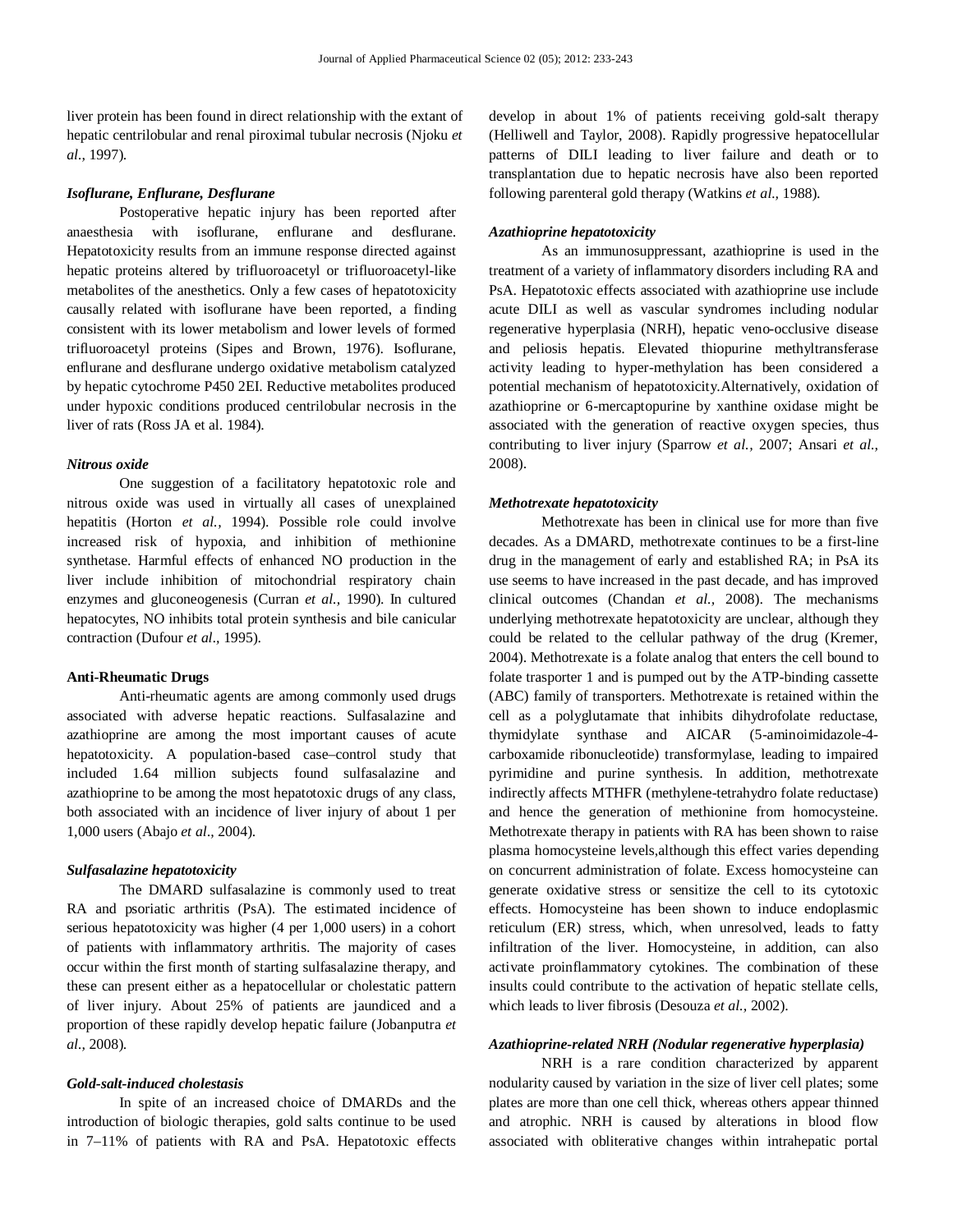liver protein has been found in direct relationship with the extant of hepatic centrilobular and renal piroximal tubular necrosis (Njoku *et al.,* 1997).

### *Isoflurane, Enflurane, Desflurane*

Postoperative hepatic injury has been reported after anaesthesia with isoflurane, enflurane and desflurane. Hepatotoxicity results from an immune response directed against hepatic proteins altered by trifluoroacetyl or trifluoroacetyl-like metabolites of the anesthetics. Only a few cases of hepatotoxicity causally related with isoflurane have been reported, a finding consistent with its lower metabolism and lower levels of formed trifluoroacetyl proteins (Sipes and Brown, 1976). Isoflurane, enflurane and desflurane undergo oxidative metabolism catalyzed by hepatic cytochrome P450 2EI. Reductive metabolites produced under hypoxic conditions produced centrilobular necrosis in the liver of rats (Ross JA et al. 1984).

### *Nitrous oxide*

One suggestion of a facilitatory hepatotoxic role and nitrous oxide was used in virtually all cases of unexplained hepatitis (Horton *et al.,* 1994). Possible role could involve increased risk of hypoxia, and inhibition of methionine synthetase. Harmful effects of enhanced NO production in the liver include inhibition of mitochondrial respiratory chain enzymes and gluconeogenesis (Curran *et al.,* 1990). In cultured hepatocytes, NO inhibits total protein synthesis and bile canicular contraction (Dufour *et al*., 1995).

## **Anti-Rheumatic Drugs**

Anti-rheumatic agents are among commonly used drugs associated with adverse hepatic reactions. Sulfasalazine and azathioprine are among the most important causes of acute hepatotoxicity. A population-based case–control study that included 1.64 million subjects found sulfasalazine and azathioprine to be among the most hepatotoxic drugs of any class, both associated with an incidence of liver injury of about 1 per 1,000 users (Abajo *et al*., 2004).

### *Sulfasalazine hepatotoxicity*

The DMARD sulfasalazine is commonly used to treat RA and psoriatic arthritis (PsA). The estimated incidence of serious hepatotoxicity was higher (4 per 1,000 users) in a cohort of patients with inflammatory arthritis. The majority of cases occur within the first month of starting sulfasalazine therapy, and these can present either as a hepatocellular or cholestatic pattern of liver injury. About 25% of patients are jaundiced and a proportion of these rapidly develop hepatic failure (Jobanputra *et al.,* 2008).

### *Gold-salt-induced cholestasis*

In spite of an increased choice of DMARDs and the introduction of biologic therapies, gold salts continue to be used in 7–11% of patients with RA and PsA. Hepatotoxic effects develop in about 1% of patients receiving gold-salt therapy (Helliwell and Taylor, 2008). Rapidly progressive hepatocellular patterns of DILI leading to liver failure and death or to transplantation due to hepatic necrosis have also been reported following parenteral gold therapy (Watkins *et al.,* 1988).

### *Azathioprine hepatotoxicity*

As an immunosuppressant, azathioprine is used in the treatment of a variety of inflammatory disorders including RA and PsA. Hepatotoxic effects associated with azathioprine use include acute DILI as well as vascular syndromes including nodular regenerative hyperplasia (NRH), hepatic veno-occlusive disease and peliosis hepatis. Elevated thiopurine methyltransferase activity leading to hyper-methylation has been considered a potential mechanism of hepatotoxicity.Alternatively, oxidation of azathioprine or 6-mercaptopurine by xanthine oxidase might be associated with the generation of reactive oxygen species, thus contributing to liver injury (Sparrow *et al.,* 2007; Ansari *et al.,* 2008).

### *Methotrexate hepatotoxicity*

Methotrexate has been in clinical use for more than five decades. As a DMARD, methotrexate continues to be a first-line drug in the management of early and established RA; in PsA its use seems to have increased in the past decade, and has improved clinical outcomes (Chandan *et al.,* 2008). The mechanisms underlying methotrexate hepatotoxicity are unclear, although they could be related to the cellular pathway of the drug (Kremer, 2004). Methotrexate is a folate analog that enters the cell bound to folate trasporter 1 and is pumped out by the ATP-binding cassette (ABC) family of transporters. Methotrexate is retained within the cell as a polyglutamate that inhibits dihydrofolate reductase, thymidylate synthase and AICAR (5-aminoimidazole-4-carboxamide ribonucleotide) transformylase, leading to impaired pyrimidine and purine synthesis. In addition, methotrexate indirectly affects MTHFR (methylene-tetrahydro folate reductase) and hence the generation of methionine from homocysteine. Methotrexate therapy in patients with RA has been shown to raise plasma homocysteine levels,although this effect varies depending on concurrent administration of folate. Excess homocysteine can generate oxidative stress or sensitize the cell to its cytotoxic effects. Homocysteine has been shown to induce endoplasmic reticulum (ER) stress, which, when unresolved, leads to fatty infiltration of the liver. Homocysteine, in addition, can also activate proinflammatory cytokines. The combination of these insults could contribute to the activation of hepatic stellate cells, which leads to liver fibrosis (Desouza *et al.,* 2002).

### *Azathioprine-related NRH (Nodular regenerative hyperplasia)*

NRH is a rare condition characterized by apparent nodularity caused by variation in the size of liver cell plates; some plates are more than one cell thick, whereas others appear thinned and atrophic. NRH is caused by alterations in blood flow associated with obliterative changes within intrahepatic portal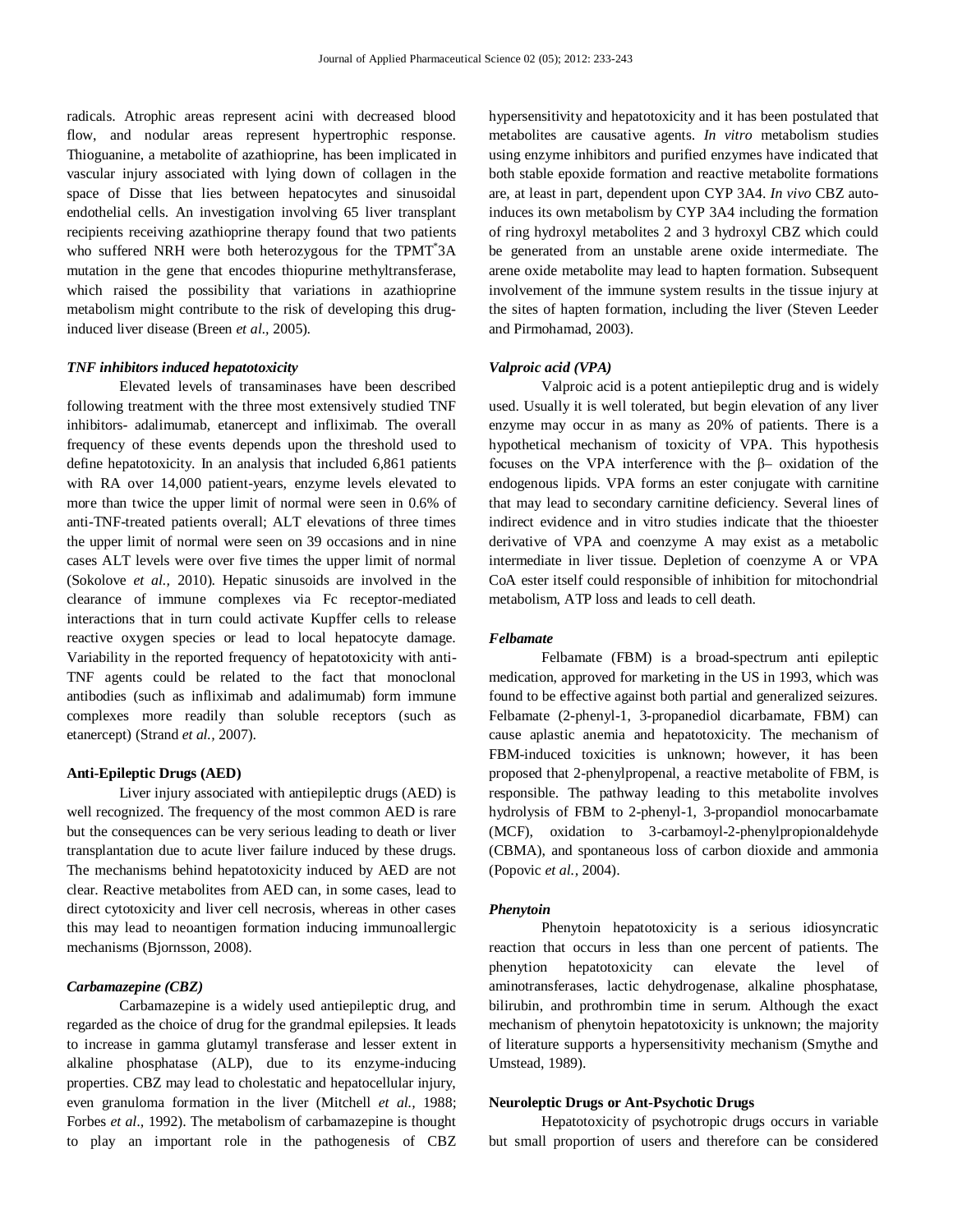radicals. Atrophic areas represent acini with decreased blood flow, and nodular areas represent hypertrophic response. Thioguanine, a metabolite of azathioprine, has been implicated in vascular injury associated with lying down of collagen in the space of Disse that lies between hepatocytes and sinusoidal endothelial cells. An investigation involving 65 liver transplant recipients receiving azathioprine therapy found that two patients who suffered NRH were both heterozygous for the TPMT*3A mutation in the gene that encodes thiopurine methyltransferase, which raised the possibility that variations in azathioprine metabolism might contribute to the risk of developing this drug-induced liver disease (Breen *et al*., 2005).

***TNF inhibitors induced hepatotoxicity***

Elevated levels of transaminases have been described following treatment with the three most extensively studied TNF inhibitors- adalimumab, etanercept and infliximab. The overall frequency of these events depends upon the threshold used to define hepatotoxicity. In an analysis that included 6,861 patients with RA over 14,000 patient-years, enzyme levels elevated to more than twice the upper limit of normal were seen in 0.6% of anti-TNF-treated patients overall; ALT elevations of three times the upper limit of normal were seen on 39 occasions and in nine cases ALT levels were over five times the upper limit of normal (Sokolove *et al.,* 2010). Hepatic sinusoids are involved in the clearance of immune complexes via Fc receptor-mediated interactions that in turn could activate Kupffer cells to release reactive oxygen species or lead to local hepatocyte damage. Variability in the reported frequency of hepatotoxicity with anti-TNF agents could be related to the fact that monoclonal antibodies (such as infliximab and adalimumab) form immune complexes more readily than soluble receptors (such as etanercept) (Strand *et al.,* 2007).

**Anti-Epileptic Drugs (AED)**

Liver injury associated with antiepileptic drugs (AED) is well recognized. The frequency of the most common AED is rare but the consequences can be very serious leading to death or liver transplantation due to acute liver failure induced by these drugs. The mechanisms behind hepatotoxicity induced by AED are not clear. Reactive metabolites from AED can, in some cases, lead to direct cytotoxicity and liver cell necrosis, whereas in other cases this may lead to neoantigen formation inducing immunoallergic mechanisms (Bjornsson, 2008).

***Carbamazepine (CBZ)***

Carbamazepine is a widely used antiepileptic drug, and regarded as the choice of drug for the grandmal epilepsies. It leads to increase in gamma glutamyl transferase and lesser extent in alkaline phosphatase (ALP), due to its enzyme-inducing properties. CBZ may lead to cholestatic and hepatocellular injury, even granuloma formation in the liver (Mitchell *et al.,* 1988; Forbes *et al.,* 1992). The metabolism of carbamazepine is thought to play an important role in the pathogenesis of CBZ hypersensitivity and hepatotoxicity and it has been postulated that metabolites are causative agents. *In vitro* metabolism studies using enzyme inhibitors and purified enzymes have indicated that both stable epoxide formation and reactive metabolite formations are, at least in part, dependent upon CYP 3A4. *In vivo* CBZ auto-induces its own metabolism by CYP 3A4 including the formation of ring hydroxyl metabolites 2 and 3 hydroxyl CBZ which could be generated from an unstable arene oxide intermediate. The arene oxide metabolite may lead to hapten formation. Subsequent involvement of the immune system results in the tissue injury at the sites of hapten formation, including the liver (Steven Leeder and Pirmohamad, 2003).

***Valproic acid (VPA)***

Valproic acid is a potent antiepileptic drug and is widely used. Usually it is well tolerated, but begin elevation of any liver enzyme may occur in as many as 20% of patients. There is a hypothetical mechanism of toxicity of VPA. This hypothesis focuses on the VPA interference with the β– oxidation of the endogenous lipids. VPA forms an ester conjugate with carnitine that may lead to secondary carnitine deficiency. Several lines of indirect evidence and in vitro studies indicate that the thioester derivative of VPA and coenzyme A may exist as a metabolic intermediate in liver tissue. Depletion of coenzyme A or VPA CoA ester itself could responsible of inhibition for mitochondrial metabolism, ATP loss and leads to cell death.

***Felbamate***

Felbamate (FBM) is a broad-spectrum anti epileptic medication, approved for marketing in the US in 1993, which was found to be effective against both partial and generalized seizures. Felbamate (2-phenyl-1, 3-propanediol dicarbamate, FBM) can cause aplastic anemia and hepatotoxicity. The mechanism of FBM-induced toxicities is unknown; however, it has been proposed that 2-phenylpropenal, a reactive metabolite of FBM, is responsible. The pathway leading to this metabolite involves hydrolysis of FBM to 2-phenyl-1, 3-propandiol monocarbamate (MCF), oxidation to 3-carbamoyl-2-phenylpropionaldehyde (CBMA), and spontaneous loss of carbon dioxide and ammonia (Popovic *et al.,* 2004).

***Phenytoin***

Phenytoin hepatotoxicity is a serious idiosyncratic reaction that occurs in less than one percent of patients. The phenytion hepatotoxicity can elevate the level of aminotransferases, lactic dehydrogenase, alkaline phosphatase, bilirubin, and prothrombin time in serum. Although the exact mechanism of phenytoin hepatotoxicity is unknown; the majority of literature supports a hypersensitivity mechanism (Smythe and Umstead, 1989).

**Neuroleptic Drugs or Ant-Psychotic Drugs**

Hepatotoxicity of psychotropic drugs occurs in variable but small proportion of users and therefore can be considered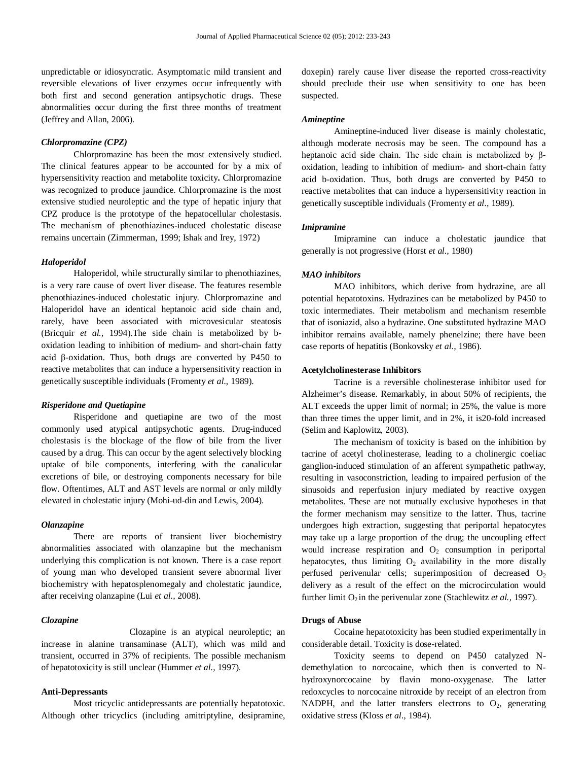unpredictable or idiosyncratic. Asymptomatic mild transient and reversible elevations of liver enzymes occur infrequently with both first and second generation antipsychotic drugs. These abnormalities occur during the first three months of treatment (Jeffrey and Allan, 2006).

### *Chlorpromazine (CPZ)*

Chlorpromazine has been the most extensively studied. The clinical features appear to be accounted for by a mix of hypersensitivity reaction and metabolite toxicity**.** Chlorpromazine was recognized to produce jaundice. Chlorpromazine is the most extensive studied neuroleptic and the type of hepatic injury that CPZ produce is the prototype of the hepatocellular cholestasis. The mechanism of phenothiazines-induced cholestatic disease remains uncertain (Zimmerman, 1999; Ishak and Irey, 1972)

### *Haloperidol*

Haloperidol, while structurally similar to phenothiazines, is a very rare cause of overt liver disease. The features resemble phenothiazines-induced cholestatic injury. Chlorpromazine and Haloperidol have an identical heptanoic acid side chain and, rarely, have been associated with microvesicular steatosis (Bricquir *et al.,* 1994).The side chain is metabolized by b-oxidation leading to inhibition of medium- and short-chain fatty acid β-oxidation. Thus, both drugs are converted by P450 to reactive metabolites that can induce a hypersensitivity reaction in genetically susceptible individuals (Fromenty *et al.,* 1989).

### *Risperidone and Quetiapine*

Risperidone and quetiapine are two of the most commonly used atypical antipsychotic agents. Drug-induced cholestasis is the blockage of the flow of bile from the liver caused by a drug. This can occur by the agent selectively blocking uptake of bile components, interfering with the canalicular excretions of bile, or destroying components necessary for bile flow. Oftentimes, ALT and AST levels are normal or only mildly elevated in cholestatic injury (Mohi-ud-din and Lewis, 2004).

### *Olanzapine*

There are reports of transient liver biochemistry abnormalities associated with olanzapine but the mechanism underlying this complication is not known. There is a case report of young man who developed transient severe abnormal liver biochemistry with hepatosplenomegaly and cholestatic jaundice, after receiving olanzapine (Lui *et al.,* 2008).

### *Clozapine*

Clozapine is an atypical neuroleptic; an increase in alanine transaminase (ALT), which was mild and transient, occurred in 37% of recipients. The possible mechanism of hepatotoxicity is still unclear (Hummer *et al.,* 1997).

## **Anti-Depressants**

Most tricyclic antidepressants are potentially hepatotoxic. Although other tricyclics (including amitriptyline, desipramine, doxepin) rarely cause liver disease the reported cross-reactivity should preclude their use when sensitivity to one has been suspected.

### *Amineptine*

Amineptine-induced liver disease is mainly cholestatic, although moderate necrosis may be seen. The compound has a heptanoic acid side chain. The side chain is metabolized by β-oxidation, leading to inhibition of medium- and short-chain fatty acid b-oxidation. Thus, both drugs are converted by P450 to reactive metabolites that can induce a hypersensitivity reaction in genetically susceptible individuals (Fromenty *et al.,* 1989).

### *Imipramine*

Imipramine can induce a cholestatic jaundice that generally is not progressive (Horst *et al.,* 1980)

### *MAO inhibitors*

MAO inhibitors, which derive from hydrazine, are all potential hepatotoxins. Hydrazines can be metabolized by P450 to toxic intermediates. Their metabolism and mechanism resemble that of isoniazid, also a hydrazine. One substituted hydrazine MAO inhibitor remains available, namely phenelzine; there have been case reports of hepatitis (Bonkovsky *et al.,* 1986).

## **Acetylcholinesterase Inhibitors**

Tacrine is a reversible cholinesterase inhibitor used for Alzheimer's disease. Remarkably, in about 50% of recipients, the ALT exceeds the upper limit of normal; in 25%, the value is more than three times the upper limit, and in 2%, it is20-fold increased (Selim and Kaplowitz, 2003).

The mechanism of toxicity is based on the inhibition by tacrine of acetyl cholinesterase, leading to a cholinergic coeliac ganglion-induced stimulation of an afferent sympathetic pathway, resulting in vasoconstriction, leading to impaired perfusion of the sinusoids and reperfusion injury mediated by reactive oxygen metabolites. These are not mutually exclusive hypotheses in that the former mechanism may sensitize to the latter. Thus, tacrine undergoes high extraction, suggesting that periportal hepatocytes may take up a large proportion of the drug; the uncoupling effect would increase respiration and $O_2$ consumption in periportal hepatocytes, thus limiting $O_2$ availability in the more distally perfused perivenular cells; superimposition of decreased $O_2$ delivery as a result of the effect on the microcirculation would further limit $O_2$ in the perivenular zone (Stachlewitz *et al.,* 1997).

## **Drugs of Abuse**

Cocaine hepatotoxicity has been studied experimentally in considerable detail. Toxicity is dose-related.

Toxicity seems to depend on P450 catalyzed N-demethylation to norcocaine, which then is converted to N-hydroxynorcocaine by flavin mono-oxygenase. The latter redoxcycles to norcocaine nitroxide by receipt of an electron from NADPH, and the latter transfers electrons to $O_2$, generating oxidative stress (Kloss *et al.,* 1984).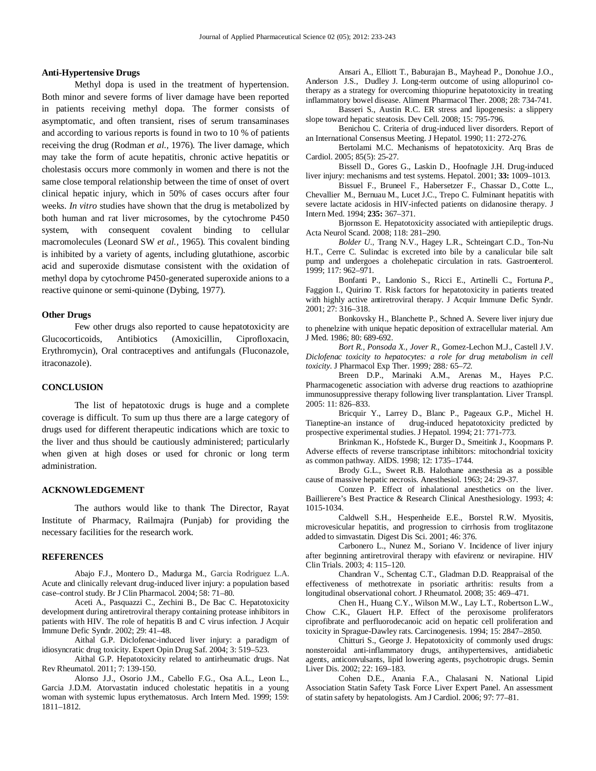**Anti-Hypertensive Drugs**

Methyl dopa is used in the treatment of hypertension. Both minor and severe forms of liver damage have been reported in patients receiving methyl dopa. The former consists of asymptomatic, and often transient, rises of serum transaminases and according to various reports is found in two to 10 % of patients receiving the drug (Rodman *et al.,* 1976). The liver damage, which may take the form of acute hepatitis, chronic active hepatitis or cholestasis occurs more commonly in women and there is not the same close temporal relationship between the time of onset of overt clinical hepatic injury, which in 50% of cases occurs after four weeks. *In vitro* studies have shown that the drug is metabolized by both human and rat liver microsomes, by the cytochrome P450 system, with consequent covalent binding to cellular macromolecules (Leonard SW *et al.,* 1965). This covalent binding is inhibited by a variety of agents, including glutathione, ascorbic acid and superoxide dismutase consistent with the oxidation of methyl dopa by cytochrome P450-generated superoxide anions to a reactive quinone or semi-quinone (Dybing, 1977).

**Other Drugs**

Few other drugs also reported to cause hepatotoxicity are Glucocorticoids, Antibiotics (Amoxicillin, Ciprofloxacin, Erythromycin), Oral contraceptives and antifungals (Fluconazole, itraconazole).

## CONCLUSION

The list of hepatotoxic drugs is huge and a complete coverage is difficult. To sum up thus there are a large category of drugs used for different therapeutic indications which are toxic to the liver and thus should be cautiously administered; particularly when given at high doses or used for chronic or long term administration.

## ACKNOWLEDGEMENT

The authors would like to thank The Director, Rayat Institute of Pharmacy, Railmajra (Punjab) for providing the necessary facilities for the research work.

## REFERENCES

Abajo F.J., Montero D., Madurga M., Garcia Rodriguez L.A. Acute and clinically relevant drug-induced liver injury: a population based case–control study. Br J Clin Pharmacol. 2004; 58: 71–80.

Aceti A., Pasquazzi C., Zechini B., De Bac C. Hepatotoxicity development during antiretroviral therapy containing protease inhibitors in patients with HIV. The role of hepatitis B and C virus infection. J Acquir Immune Defic Syndr. 2002; 29: 41–48.

Aithal G.P. Diclofenac-induced liver injury: a paradigm of idiosyncratic drug toxicity. Expert Opin Drug Saf. 2004; 3: 519–523.

Aithal G.P. Hepatotoxicity related to antirheumatic drugs. Nat Rev Rheumatol. 2011; 7: 139-150.

Alonso J.J., Osorio J.M., Cabello F.G., Osa A.L., Leon L., Garcia J.D.M. Atorvastatin induced cholestatic hepatitis in a young woman with systemic lupus erythematosus. Arch Intern Med. 1999; 159: 1811–1812.

Ansari A., Elliott T., Baburajan B., Mayhead P., Donohue J.O., Anderson J.S., Dudley J. Long-term outcome of using allopurinol co-therapy as a strategy for overcoming thiopurine hepatotoxicity in treating inflammatory bowel disease. Aliment Pharmacol Ther. 2008; 28: 734-741.

Basseri S., Austin R.C. ER stress and lipogenesis: a slippery slope toward hepatic steatosis. Dev Cell. 2008; 15: 795-796.

Benichou C. Criteria of drug-induced liver disorders. Report of an International Consensus Meeting. J Hepatol. 1990; 11: 272-276.

Bertolami M.C. Mechanisms of hepatotoxicity. Arq Bras de Cardiol. 2005; 85(5): 25-27.

Bissell D., Gores G., Laskin D., Hoofnagle J.H. Drug-induced liver injury: mechanisms and test systems. Hepatol. 2001; **33:** 1009–1013.

Bissuel F., Bruneel F., Habersetzer F., Chassar D., Cotte L., Chevallier M., Bernuau M., Lucet J.C., Trepo C. Fulminant hepatitis with severe lactate acidosis in HIV-infected patients on didanosine therapy. J Intern Med. 1994; **235:** 367–371.

Bjornsson E. Hepatotoxicity associated with antiepileptic drugs. Acta Neurol Scand. 2008; 118: 281–290.

*Bolder U.,* Trang N.V., Hagey L.R., Schteingart C.D., Ton-Nu H.T., Cerre C. Sulindac is excreted into bile by a canalicular bile salt pump and undergoes a cholehepatic circulation in rats. Gastroenterol. 1999; 117: 962–971.

Bonfanti P., Landonio S., Ricci E., Artinelli C., Fortuna *P.*, Faggion I., Quirino T. Risk factors for hepatotoxicity in patients treated with highly active antiretroviral therapy. J Acquir Immune Defic Syndr. 2001; 27: 316–318.

Bonkovsky H., Blanchette P., Schned A. Severe liver injury due to phenelzine with unique hepatic deposition of extracellular material. Am J Med. 1986; 80: 689-692.

*Bort R., Ponsoda X., Jover R.,* Gomez-Lechon M.J., Castell J.V. *Diclofenac toxicity to hepatocytes: a role for drug metabolism in cell toxicity.* J Pharmacol Exp Ther. 1999*;* 288*:* 65*–72.*

Breen D.P., Marinaki A.M., Arenas M., Hayes P.C. Pharmacogenetic association with adverse drug reactions to azathioprine immunosuppressive therapy following liver transplantation. Liver Transpl. 2005: 11: 826–833.

Bricquir Y., Larrey D., Blanc P., Pageaux G.P., Michel H. Tianeptine-an instance of drug-induced hepatotoxicity predicted by prospective experimental studies. J Hepatol. 1994; 21: 771-773.

Brinkman K., Hofstede K., Burger D., Smeitink J., Koopmans P. Adverse effects of reverse transcriptase inhibitors: mitochondrial toxicity as common pathway. AIDS. 1998; 12: 1735–1744.

Brody G.L., Sweet R.B. Halothane anesthesia as a possible cause of massive hepatic necrosis. Anesthesiol. 1963; 24: 29-37.

Conzen P. Effect of inhalational anesthetics on the liver. Baillierere's Best Practice & Research Clinical Anesthesiology. 1993; 4: 1015-1034.

Caldwell S.H., Hespenheide E.E., Borstel R.W. Myositis, microvesicular hepatitis, and progression to cirrhosis from troglitazone added to simvastatin. Digest Dis Sci. 2001; 46: 376.

Carbonero L., Nunez M., Soriano V. Incidence of liver injury after beginning antiretroviral therapy with efavirenz or nevirapine. HIV Clin Trials. 2003; 4: 115–120.

Chandran V., Schentag C.T., Gladman D.D. Reappraisal of the effectiveness of methotrexate in psoriatic arthritis: results from a longitudinal observational cohort. J Rheumatol. 2008; 35: 469–471.

Chen H., Huang C.Y., Wilson M.W., Lay L.T., Robertson L.W., Chow C.K., Glauert H.P. Effect of the peroxisome proliferators ciprofibrate and perfluorodecanoic acid on hepatic cell proliferation and toxicity in Sprague-Dawley rats. Carcinogenesis. 1994; 15: 2847–2850.

Chitturi S., George J. Hepatotoxicity of commonly used drugs: nonsteroidal anti-inflammatory drugs, antihypertensives, antidiabetic agents, anticonvulsants, lipid lowering agents, psychotropic drugs. Semin Liver Dis. 2002; 22: 169–183.

Cohen D.E., Anania F.A., Chalasani N. National Lipid Association Statin Safety Task Force Liver Expert Panel. An assessment of statin safety by hepatologists. Am J Cardiol. 2006; 97: 77–81.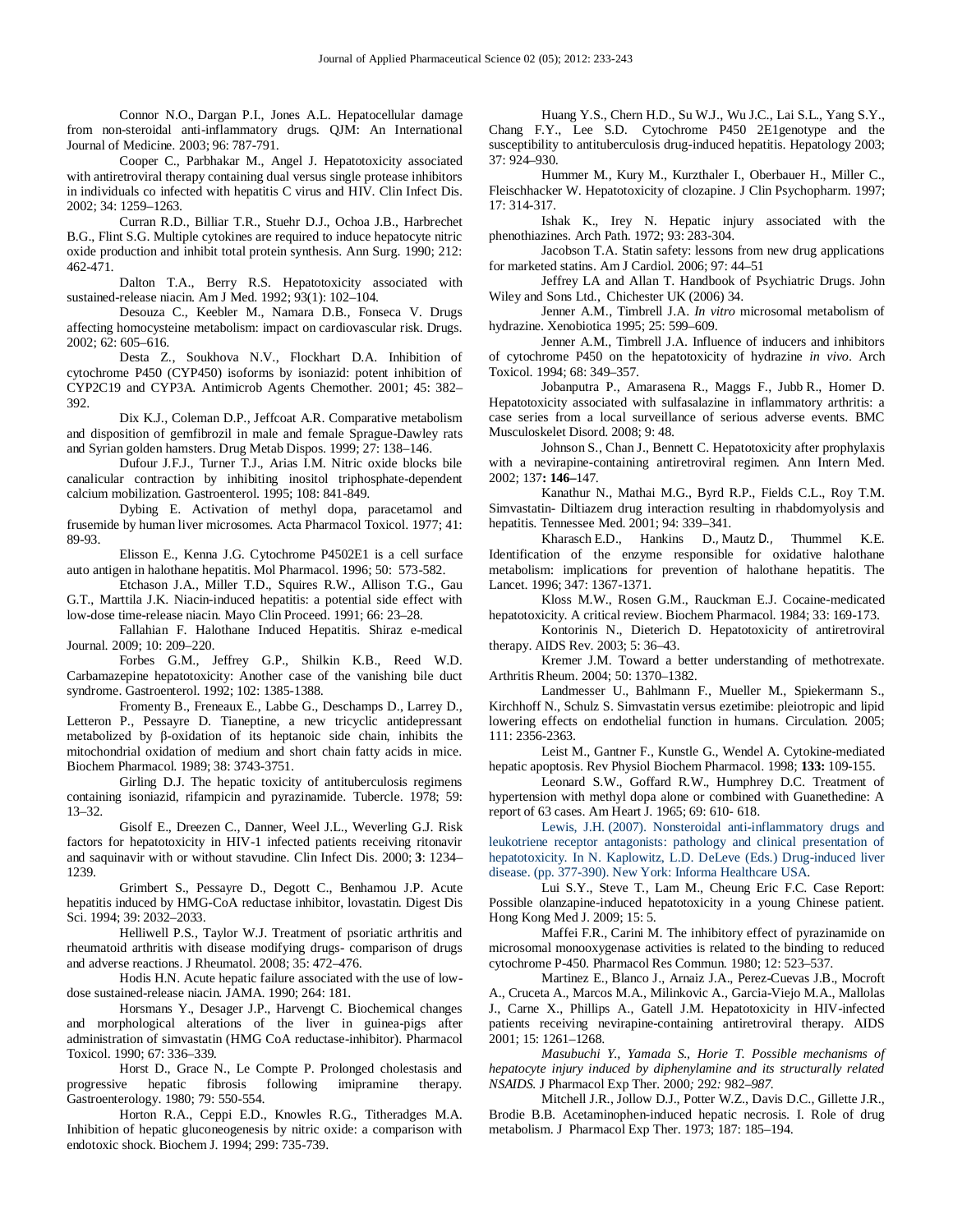Connor N.O., Dargan P.I., Jones A.L. Hepatocellular damage from non-steroidal anti-inflammatory drugs. QJM: An International Journal of Medicine. 2003; 96: 787-791.

Cooper C., Parbhakar M., Angel J. Hepatotoxicity associated with antiretroviral therapy containing dual versus single protease inhibitors in individuals co infected with hepatitis C virus and HIV. Clin Infect Dis. 2002; 34: 1259–1263.

Curran R.D., Billiar T.R., Stuehr D.J., Ochoa J.B., Harbrechet B.G., Flint S.G. Multiple cytokines are required to induce hepatocyte nitric oxide production and inhibit total protein synthesis. Ann Surg. 1990; 212: 462-471.

Dalton T.A., Berry R.S. Hepatotoxicity associated with sustained-release niacin. Am J Med. 1992; 93(1): 102–104.

Desouza C., Keebler M., Namara D.B., Fonseca V. Drugs affecting homocysteine metabolism: impact on cardiovascular risk. Drugs. 2002; 62: 605–616.

Desta Z., Soukhova N.V., Flockhart D.A. Inhibition of cytochrome P450 (CYP450) isoforms by isoniazid: potent inhibition of CYP2C19 and CYP3A. Antimicrob Agents Chemother. 2001; 45: 382–392.

Dix K.J., Coleman D.P., Jeffcoat A.R. Comparative metabolism and disposition of gemfibrozil in male and female Sprague-Dawley rats and Syrian golden hamsters. Drug Metab Dispos. 1999; 27: 138–146.

Dufour J.F.J., Turner T.J., Arias I.M. Nitric oxide blocks bile canalicular contraction by inhibiting inositol triphosphate-dependent calcium mobilization. Gastroenterol. 1995; 108: 841-849.

Dybing E. Activation of methyl dopa, paracetamol and frusemide by human liver microsomes. Acta Pharmacol Toxicol. 1977; 41: 89-93.

Elisson E., Kenna J.G. Cytochrome P4502E1 is a cell surface auto antigen in halothane hepatitis. Mol Pharmacol. 1996; 50: 573-582.

Etchason J.A., Miller T.D., Squires R.W., Allison T.G., Gau G.T., Marttila J.K. Niacin-induced hepatitis: a potential side effect with low-dose time-release niacin. Mayo Clin Proceed. 1991; 66: 23–28.

Fallahian F. Halothane Induced Hepatitis. Shiraz e-medical Journal. 2009; 10: 209–220.

Forbes G.M., Jeffrey G.P., Shilkin K.B., Reed W.D. Carbamazepine hepatotoxicity: Another case of the vanishing bile duct syndrome. Gastroenterol. 1992; 102: 1385-1388.

Fromenty B., Freneaux E., Labbe G., Deschamps D., Larrey D., Letteron P., Pessayre D. Tianeptine, a new tricyclic antidepressant metabolized by β-oxidation of its heptanoic side chain, inhibits the mitochondrial oxidation of medium and short chain fatty acids in mice. Biochem Pharmacol. 1989; 38: 3743-3751.

Girling D.J. The hepatic toxicity of antituberculosis regimens containing isoniazid, rifampicin and pyrazinamide. Tubercle. 1978; 59: 13–32.

Gisolf E., Dreezen C., Danner, Weel J.L., Weverling G.J. Risk factors for hepatotoxicity in HIV-1 infected patients receiving ritonavir and saquinavir with or without stavudine. Clin Infect Dis. 2000; **3**: 1234–1239.

Grimbert S., Pessayre D., Degott C., Benhamou J.P. Acute hepatitis induced by HMG-CoA reductase inhibitor, lovastatin. Digest Dis Sci. 1994; 39: 2032–2033.

Helliwell P.S., Taylor W.J. Treatment of psoriatic arthritis and rheumatoid arthritis with disease modifying drugs- comparison of drugs and adverse reactions. J Rheumatol. 2008; 35: 472–476.

Hodis H.N. Acute hepatic failure associated with the use of low-dose sustained-release niacin. JAMA. 1990; 264: 181.

Horsmans Y., Desager J.P., Harvengt C. Biochemical changes and morphological alterations of the liver in guinea-pigs after administration of simvastatin (HMG CoA reductase-inhibitor). Pharmacol Toxicol. 1990; 67: 336–339.

Horst D., Grace N., Le Compte P. Prolonged cholestasis and progressive hepatic fibrosis following imipramine therapy. Gastroenterology. 1980; 79: 550-554.

Horton R.A., Ceppi E.D., Knowles R.G., Titheradges M.A. Inhibition of hepatic gluconeogenesis by nitric oxide: a comparison with endotoxic shock. Biochem J. 1994; 299: 735-739.

Huang Y.S., Chern H.D., Su W.J., Wu J.C., Lai S.L., Yang S.Y., Chang F.Y., Lee S.D. Cytochrome P450 2E1genotype and the susceptibility to antituberculosis drug-induced hepatitis. Hepatology 2003; 37: 924–930.

Hummer M., Kury M., Kurzthaler I., Oberbauer H., Miller C., Fleischhacker W. Hepatotoxicity of clozapine. J Clin Psychopharm. 1997; 17: 314-317.

Ishak K., Irey N. Hepatic injury associated with the phenothiazines. Arch Path. 1972; 93: 283-304.

Jacobson T.A. Statin safety: lessons from new drug applications for marketed statins. Am J Cardiol. 2006; 97: 44–51

Jeffrey LA and Allan T. Handbook of Psychiatric Drugs. John Wiley and Sons Ltd., Chichester UK (2006) 34.

Jenner A.M., Timbrell J.A. *In vitro* microsomal metabolism of hydrazine. Xenobiotica 1995; 25: 599–609.

Jenner A.M., Timbrell J.A. Influence of inducers and inhibitors of cytochrome P450 on the hepatotoxicity of hydrazine *in vivo*. Arch Toxicol. 1994; 68: 349–357.

Jobanputra P., Amarasena R., Maggs F., Jubb R., Homer D. Hepatotoxicity associated with sulfasalazine in inflammatory arthritis: a case series from a local surveillance of serious adverse events. BMC Musculoskelet Disord. 2008; 9: 48.

Johnson S., Chan J., Bennett C. Hepatotoxicity after prophylaxis with a nevirapine-containing antiretroviral regimen. Ann Intern Med. 2002; 137**: 146–**147.

Kanathur N., Mathai M.G., Byrd R.P., Fields C.L., Roy T.M. Simvastatin- Diltiazem drug interaction resulting in rhabdomyolysis and hepatitis. Tennessee Med. 2001; 94: 339–341.

Kharasch E.D., Hankins D., Mautz D., Thummel K.E. Identification of the enzyme responsible for oxidative halothane metabolism: implications for prevention of halothane hepatitis. The Lancet. 1996; 347: 1367-1371.

Kloss M.W., Rosen G.M., Rauckman E.J. Cocaine-medicated hepatotoxicity. A critical review. Biochem Pharmacol. 1984; 33: 169-173.

Kontorinis N., Dieterich D. Hepatotoxicity of antiretroviral therapy. AIDS Rev. 2003; 5: 36–43.

Kremer J.M. Toward a better understanding of methotrexate. Arthritis Rheum. 2004; 50: 1370–1382.

Landmesser U., Bahlmann F., Mueller M., Spiekermann S., Kirchhoff N., Schulz S. Simvastatin versus ezetimibe: pleiotropic and lipid lowering effects on endothelial function in humans. Circulation. 2005; 111: 2356-2363.

Leist M., Gantner F., Kunstle G., Wendel A. Cytokine-mediated hepatic apoptosis. Rev Physiol Biochem Pharmacol. 1998; **133:** 109-155.

Leonard S.W., Goffard R.W., Humphrey D.C. Treatment of hypertension with methyl dopa alone or combined with Guanethedine: A report of 63 cases. Am Heart J. 1965; 69: 610- 618.

Lewis, J.H. (2007). Nonsteroidal anti-inflammatory drugs and leukotriene receptor antagonists: pathology and clinical presentation of hepatotoxicity. In N. Kaplowitz, L.D. DeLeve (Eds.) Drug-induced liver disease. (pp. 377-390). New York: Informa Healthcare USA.

Lui S.Y., Steve T., Lam M., Cheung Eric F.C. Case Report: Possible olanzapine-induced hepatotoxicity in a young Chinese patient. Hong Kong Med J. 2009; 15: 5.

Maffei F.R., Carini M. The inhibitory effect of pyrazinamide on microsomal monooxygenase activities is related to the binding to reduced cytochrome P-450. Pharmacol Res Commun. 1980; 12: 523–537.

Martinez E., Blanco J., Arnaiz J.A., Perez-Cuevas J.B., Mocroft A., Cruceta A., Marcos M.A., Milinkovic A., Garcia-Viejo M.A., Mallolas J., Carne X., Phillips A., Gatell J.M. Hepatotoxicity in HIV-infected patients receiving nevirapine-containing antiretroviral therapy. AIDS 2001; 15: 1261–1268.

*Masubuchi Y., Yamada S., Horie T. Possible mechanisms of hepatocyte injury induced by diphenylamine and its structurally related NSAIDS.* J Pharmacol Exp Ther. 2000*;* 292*: 982–987.*

Mitchell J.R., Jollow D.J., Potter W.Z., Davis D.C., Gillette J.R., Brodie B.B. Acetaminophen-induced hepatic necrosis. I. Role of drug metabolism. J Pharmacol Exp Ther. 1973; 187: 185–194.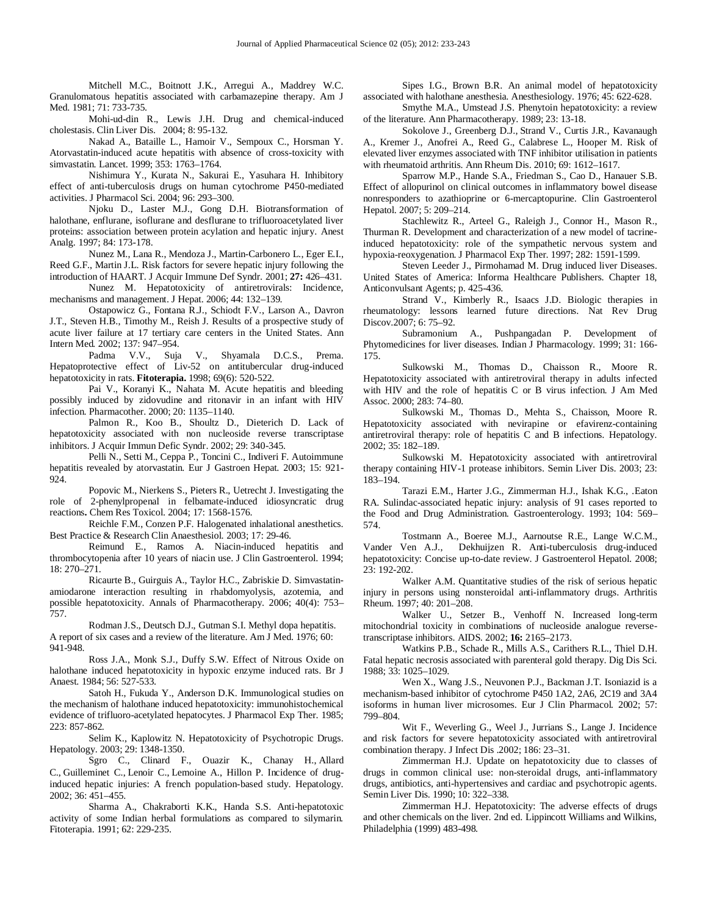Mitchell M.C., Boitnott J.K., Arregui A., Maddrey W.C. Granulomatous hepatitis associated with carbamazepine therapy. Am J Med. 1981; 71: 733-735.

Mohi-ud-din R., Lewis J.H. Drug and chemical-induced cholestasis. Clin Liver Dis. 2004; 8: 95-132.

Nakad A., Bataille L., Hamoir V., Sempoux C., Horsman Y. Atorvastatin-induced acute hepatitis with absence of cross-toxicity with simvastatin. Lancet. 1999; 353: 1763–1764.

Nishimura Y., Kurata N., Sakurai E., Yasuhara H. Inhibitory effect of anti-tuberculosis drugs on human cytochrome P450-mediated activities. J Pharmacol Sci. 2004; 96: 293–300.

Njoku D., Laster M.J., Gong D.H. Biotransformation of halothane, enflurane, isoflurane and desflurane to trifluoroacetylated liver proteins: association between protein acylation and hepatic injury. Anest Analg. 1997; 84: 173-178.

Nunez M., Lana R., Mendoza J., Martin-Carbonero L., Eger E.I., Reed G.F., Martin J.L. Risk factors for severe hepatic injury following the introduction of HAART. J Acquir Immune Def Syndr. 2001; **27:** 426–431.

Nunez M. Hepatotoxicity of antiretrovirals: Incidence, mechanisms and management. J Hepat. 2006; 44: 132–139.

Ostapowicz G., Fontana R.J., Schiodt F.V., Larson A., Davron J.T., Steven H.B., Timothy M., Reish J. Results of a prospective study of acute liver failure at 17 tertiary care centers in the United States. Ann Intern Med. 2002; 137: 947–954.

Padma V.V., Suja V., Shyamala D.C.S., Prema. Hepatoprotective effect of Liv-52 on antitubercular drug-induced hepatotoxicity in rats. **Fitoterapia.** 1998; 69(6): 520-522.

Pai V., Koranyi K., Nahata M. Acute hepatitis and bleeding possibly induced by zidovudine and ritonavir in an infant with HIV infection. Pharmacother. 2000; 20: 1135–1140.

Palmon R., Koo B., Shoultz D., Dieterich D. Lack of hepatotoxicity associated with non nucleoside reverse transcriptase inhibitors. J Acquir Immun Defic Syndr. 2002; 29: 340-345.

Pelli N., Setti M., Ceppa P., Toncini C., Indiveri F. Autoimmune hepatitis revealed by atorvastatin. Eur J Gastroen Hepat. 2003; 15: 921-924.

Popovic M., Nierkens S., Pieters R., Uetrecht J. Investigating the role of 2-phenylpropenal in felbamate-induced idiosyncratic drug reactions**.** Chem Res Toxicol. 2004; 17: 1568-1576.

Reichle F.M., Conzen P.F. Halogenated inhalational anesthetics. Best Practice & Research Clin Anaesthesiol. 2003; 17: 29-46.

Reimund E., Ramos A. Niacin-induced hepatitis and thrombocytopenia after 10 years of niacin use. J Clin Gastroenterol. 1994; 18: 270–271.

Ricaurte B., Guirguis A., Taylor H.C., Zabriskie D. Simvastatin-amiodarone interaction resulting in rhabdomyolysis, azotemia, and possible hepatotoxicity. Annals of Pharmacotherapy. 2006; 40(4): 753–757.

Rodman J.S., Deutsch D.J., Gutman S.I. Methyl dopa hepatitis. A report of six cases and a review of the literature. Am J Med. 1976; 60: 941-948.

Ross J.A., Monk S.J., Duffy S.W. Effect of Nitrous Oxide on halothane induced hepatotoxicity in hypoxic enzyme induced rats. Br J Anaest. 1984; 56: 527-533.

Satoh H., Fukuda Y., Anderson D.K. Immunological studies on the mechanism of halothane induced hepatotoxicity: immunohistochemical evidence of trifluoro-acetylated hepatocytes. J Pharmacol Exp Ther. 1985; 223: 857-862.

Selim K., Kaplowitz N. Hepatotoxicity of Psychotropic Drugs. Hepatology. 2003; 29: 1348-1350.

Sgro C., Clinard F., Ouazir K., Chanay H., Allard C., Guilleminet C., Lenoir C., Lemoine A., Hillon P. Incidence of drug-induced hepatic injuries: A french population-based study. Hepatology. 2002; 36: 451–455.

Sharma A., Chakraborti K.K., Handa S.S. Anti-hepatotoxic activity of some Indian herbal formulations as compared to silymarin. Fitoterapia. 1991; 62: 229-235.

Sipes I.G., Brown B.R. An animal model of hepatotoxicity associated with halothane anesthesia. Anesthesiology. 1976; 45: 622-628.

Smythe M.A., Umstead J.S. Phenytoin hepatotoxicity: a review of the literature. Ann Pharmacotherapy. 1989; 23: 13-18.

Sokolove J., Greenberg D.J., Strand V., Curtis J.R., Kavanaugh A., Kremer J., Anofrei A., Reed G., Calabrese L., Hooper M. Risk of elevated liver enzymes associated with TNF inhibitor utilisation in patients with rheumatoid arthritis. Ann Rheum Dis. 2010; 69: 1612–1617.

Sparrow M.P., Hande S.A., Friedman S., Cao D., Hanauer S.B. Effect of allopurinol on clinical outcomes in inflammatory bowel disease nonresponders to azathioprine or 6-mercaptopurine. Clin Gastroenterol Hepatol. 2007; 5: 209–214.

Stachlewitz R., Arteel G., Raleigh J., Connor H., Mason R., Thurman R. Development and characterization of a new model of tacrine-induced hepatotoxicity: role of the sympathetic nervous system and hypoxia-reoxygenation. J Pharmacol Exp Ther. 1997; 282: 1591-1599.

Steven Leeder J., Pirmohamad M. Drug induced liver Diseases. United States of America: Informa Healthcare Publishers. Chapter 18, Anticonvulsant Agents; p. 425-436.

Strand V., Kimberly R., Isaacs J.D. Biologic therapies in rheumatology: lessons learned future directions. Nat Rev Drug Discov.2007; 6: 75–92.

Subramonium A., Pushpangadan P. Development of Phytomedicines for liver diseases. Indian J Pharmacology. 1999; 31: 166-175.

Sulkowski M., Thomas D., Chaisson R., Moore R. Hepatotoxicity associated with antiretroviral therapy in adults infected with HIV and the role of hepatitis C or B virus infection. J Am Med Assoc. 2000; 283: 74–80.

Sulkowski M., Thomas D., Mehta S., Chaisson, Moore R. Hepatotoxicity associated with nevirapine or efavirenz-containing antiretroviral therapy: role of hepatitis C and B infections. Hepatology. 2002; 35: 182–189.

Sulkowski M. Hepatotoxicity associated with antiretroviral therapy containing HIV-1 protease inhibitors. Semin Liver Dis. 2003; 23: 183–194.

Tarazi E.M., Harter J.G., Zimmerman H.J., Ishak K.G., .Eaton RA. Sulindac-associated hepatic injury: analysis of 91 cases reported to the Food and Drug Administration. Gastroenterology. 1993; 104: 569–574.

Tostmann A., Boeree M.J., Aarnoutse R.E., Lange W.C.M., Vander Ven A.J., Dekhuijzen R. Anti-tuberculosis drug-induced hepatotoxicity: Concise up-to-date review. J Gastroenterol Hepatol. 2008; 23: 192-202.

Walker A.M. Quantitative studies of the risk of serious hepatic injury in persons using nonsteroidal anti-inflammatory drugs. Arthritis Rheum. 1997; 40: 201–208.

Walker U., Setzer B., Venhoff N. Increased long-term mitochondrial toxicity in combinations of nucleoside analogue reverse-transcriptase inhibitors. AIDS. 2002; **16:** 2165–2173.

Watkins P.B., Schade R., Mills A.S., Carithers R.L., Thiel D.H. Fatal hepatic necrosis associated with parenteral gold therapy. Dig Dis Sci. 1988; 33: 1025–1029.

Wen X., Wang J.S., Neuvonen P.J., Backman J.T. Isoniazid is a mechanism-based inhibitor of cytochrome P450 1A2, 2A6, 2C19 and 3A4 isoforms in human liver microsomes. Eur J Clin Pharmacol. 2002; 57: 799–804.

Wit F., Weverling G., Weel J., Jurrians S., Lange J. Incidence and risk factors for severe hepatotoxicity associated with antiretroviral combination therapy. J Infect Dis .2002; 186: 23–31.

Zimmerman H.J. Update on hepatotoxicity due to classes of drugs in common clinical use: non-steroidal drugs, anti-inflammatory drugs, antibiotics, anti-hypertensives and cardiac and psychotropic agents. Semin Liver Dis. 1990; 10: 322–338.

Zimmerman H.J. Hepatotoxicity: The adverse effects of drugs and other chemicals on the liver. 2nd ed. Lippincott Williams and Wilkins, Philadelphia (1999) 483-498.